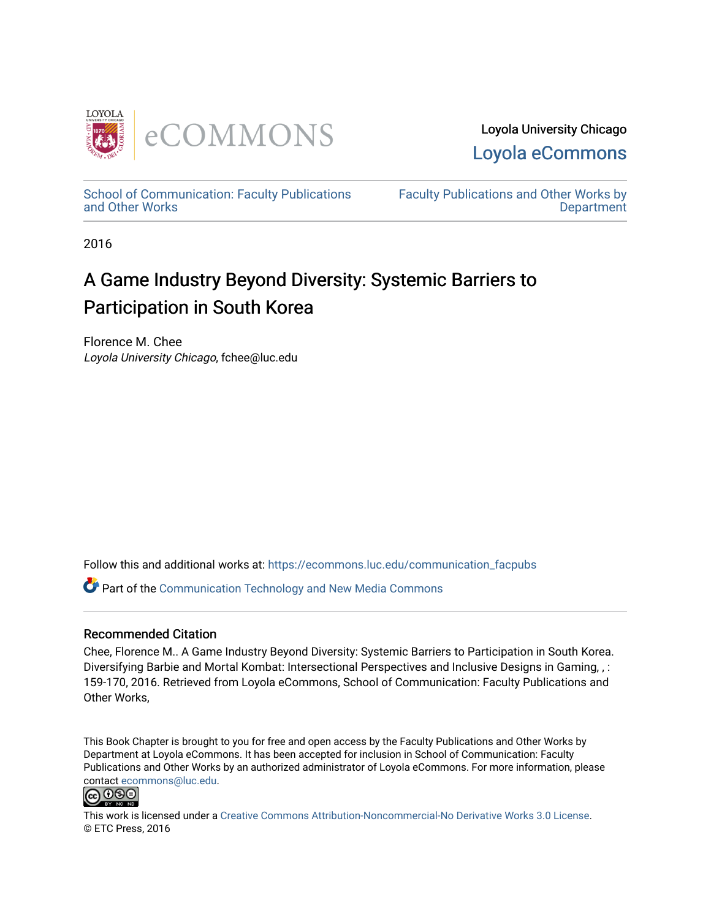Loyola University Chicago

Loyola eCommons

School of Communication: Faculty Publications and Other Works

Faculty Publications and Other Works by Department

2016

# A Game Industry Beyond Diversity: Systemic Barriers to Participation in South Korea

Florence M. Chee

*Loyola University Chicago*, fchee@luc.edu

Follow this and additional works at: https://ecommons.luc.edu/communication_facpubs

Part of the Communication Technology and New Media Commons

## Recommended Citation

Chee, Florence M.. A Game Industry Beyond Diversity: Systemic Barriers to Participation in South Korea. Diversifying Barbie and Mortal Kombat: Intersectional Perspectives and Inclusive Designs in Gaming, , : 159-170, 2016. Retrieved from Loyola eCommons, School of Communication: Faculty Publications and Other Works,

This Book Chapter is brought to you for free and open access by the Faculty Publications and Other Works by Department at Loyola eCommons. It has been accepted for inclusion in School of Communication: Faculty Publications and Other Works by an authorized administrator of Loyola eCommons. For more information, please contact ecommons@luc.edu.

This work is licensed under a Creative Commons Attribution-Noncommercial-No Derivative Works 3.0 License.
© ETC Press, 2016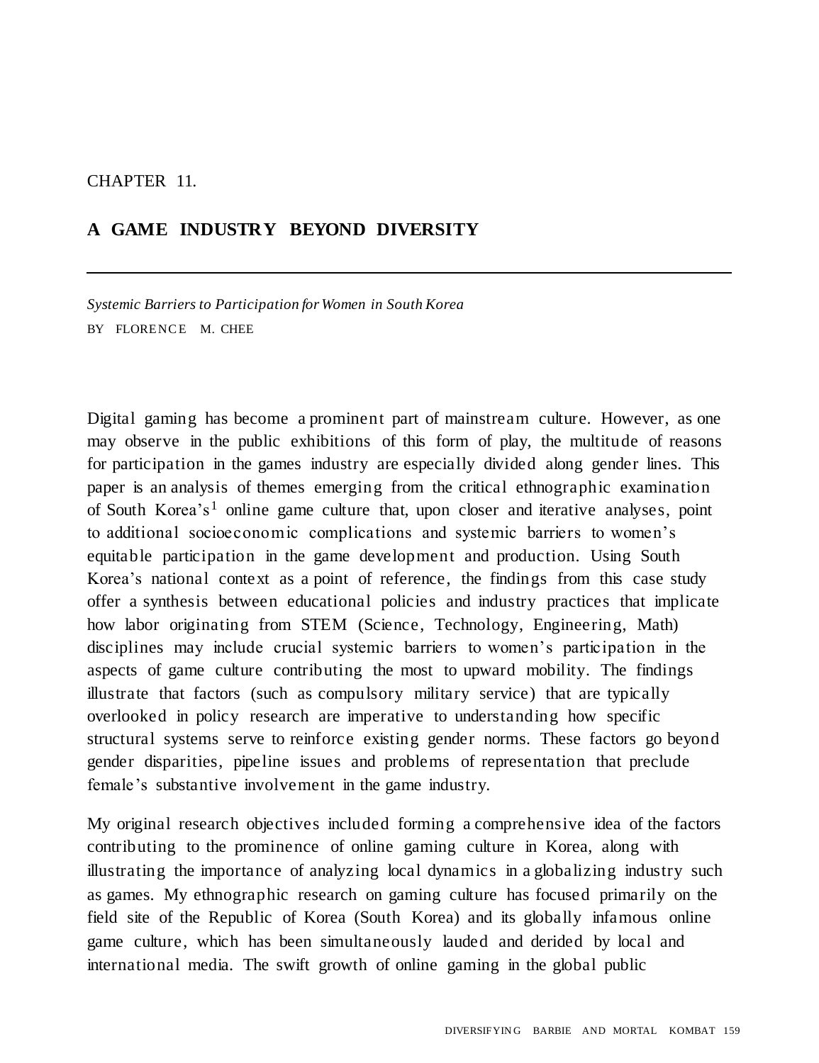CHAPTER 11.

# A GAME INDUSTRY BEYOND DIVERSITY

*Systemic Barriers to Participation for Women in South Korea*

BY FLORENCE M. CHEE

Digital gaming has become a prominent part of mainstream culture. However, as one may observe in the public exhibitions of this form of play, the multitude of reasons for participation in the games industry are especially divided along gender lines. This paper is an analysis of themes emerging from the critical ethnographic examination of South Korea's[1] online game culture that, upon closer and iterative analyses, point to additional socioeconomic complications and systemic barriers to women's equitable participation in the game development and production. Using South Korea's national context as a point of reference, the findings from this case study offer a synthesis between educational policies and industry practices that implicate how labor originating from STEM (Science, Technology, Engineering, Math) disciplines may include crucial systemic barriers to women's participation in the aspects of game culture contributing the most to upward mobility. The findings illustrate that factors (such as compulsory military service) that are typically overlooked in policy research are imperative to understanding how specific structural systems serve to reinforce existing gender norms. These factors go beyond gender disparities, pipeline issues and problems of representation that preclude female's substantive involvement in the game industry.

My original research objectives included forming a comprehensive idea of the factors contributing to the prominence of online gaming culture in Korea, along with illustrating the importance of analyzing local dynamics in a globalizing industry such as games. My ethnographic research on gaming culture has focused primarily on the field site of the Republic of Korea (South Korea) and its globally infamous online game culture, which has been simultaneously lauded and derided by local and international media. The swift growth of online gaming in the global public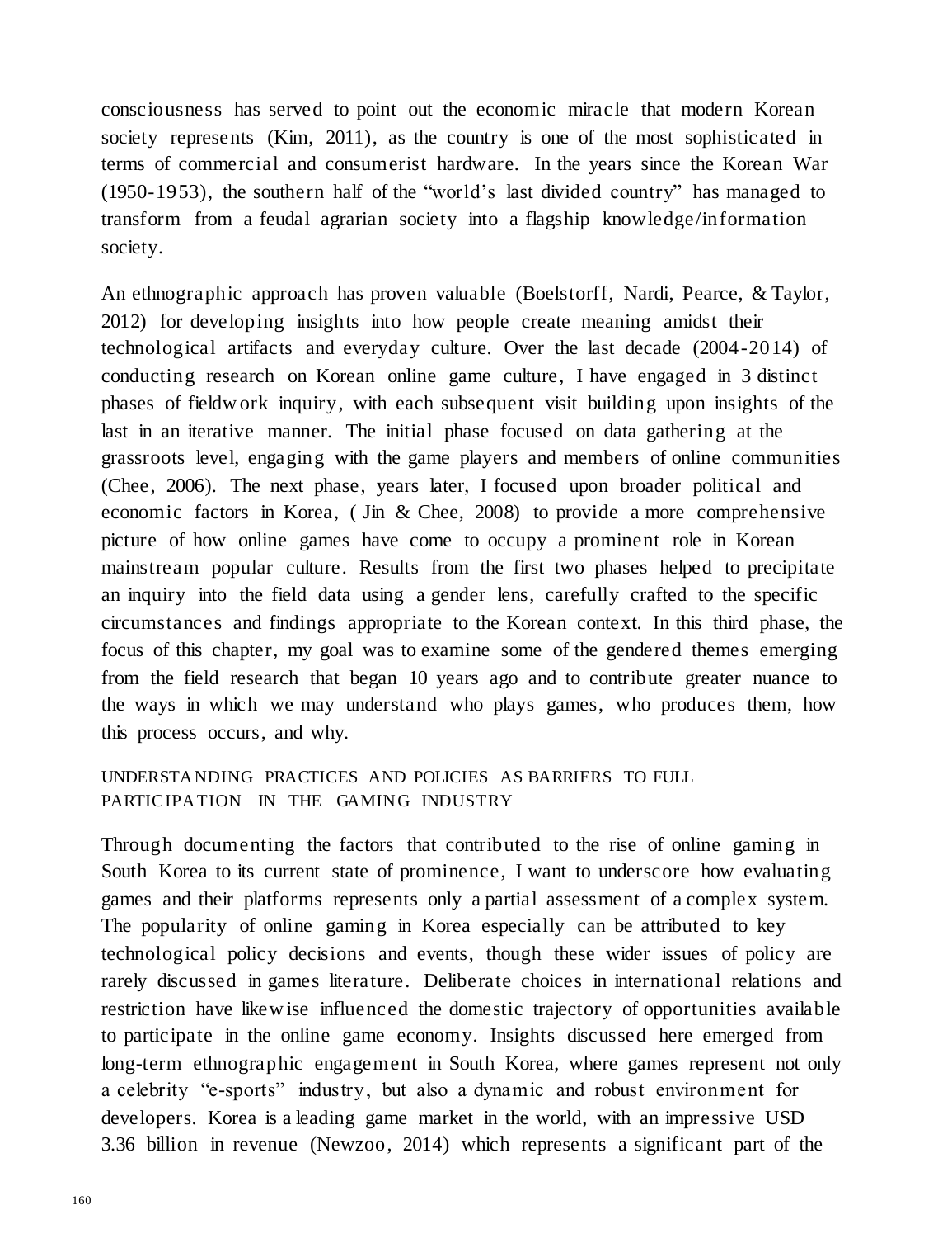consciousness has served to point out the economic miracle that modern Korean society represents (Kim, 2011), as the country is one of the most sophisticated in terms of commercial and consumerist hardware. In the years since the Korean War (1950-1953), the southern half of the "world's last divided country" has managed to transform from a feudal agrarian society into a flagship knowledge/information society.

An ethnographic approach has proven valuable (Boelstorff, Nardi, Pearce, & Taylor, 2012) for developing insights into how people create meaning amidst their technological artifacts and everyday culture. Over the last decade (2004-2014) of conducting research on Korean online game culture, I have engaged in 3 distinct phases of fieldwork inquiry, with each subsequent visit building upon insights of the last in an iterative manner. The initial phase focused on data gathering at the grassroots level, engaging with the game players and members of online communities (Chee, 2006). The next phase, years later, I focused upon broader political and economic factors in Korea, ( Jin & Chee, 2008) to provide a more comprehensive picture of how online games have come to occupy a prominent role in Korean mainstream popular culture. Results from the first two phases helped to precipitate an inquiry into the field data using a gender lens, carefully crafted to the specific circumstances and findings appropriate to the Korean context. In this third phase, the focus of this chapter, my goal was to examine some of the gendered themes emerging from the field research that began 10 years ago and to contribute greater nuance to the ways in which we may understand who plays games, who produces them, how this process occurs, and why.

## UNDERSTANDING PRACTICES AND POLICIES AS BARRIERS TO FULL PARTICIPATION IN THE GAMING INDUSTRY

Through documenting the factors that contributed to the rise of online gaming in South Korea to its current state of prominence, I want to underscore how evaluating games and their platforms represents only a partial assessment of a complex system. The popularity of online gaming in Korea especially can be attributed to key technological policy decisions and events, though these wider issues of policy are rarely discussed in games literature. Deliberate choices in international relations and restriction have likewise influenced the domestic trajectory of opportunities available to participate in the online game economy. Insights discussed here emerged from long-term ethnographic engagement in South Korea, where games represent not only a celebrity "e-sports" industry, but also a dynamic and robust environment for developers. Korea is a leading game market in the world, with an impressive USD 3.36 billion in revenue (Newzoo, 2014) which represents a significant part of the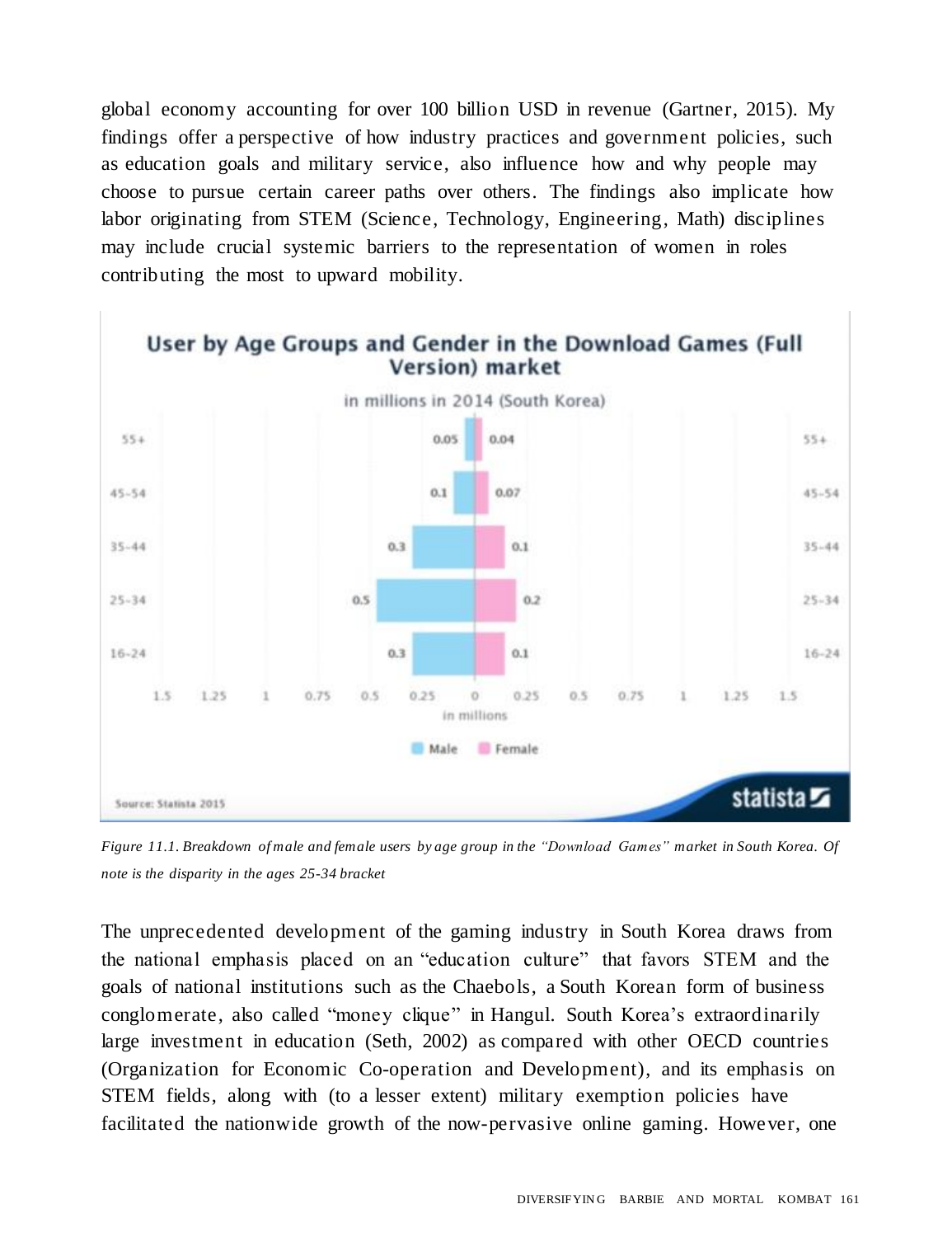global economy accounting for over 100 billion USD in revenue (Gartner, 2015). My findings offer a perspective of how industry practices and government policies, such as education goals and military service, also influence how and why people may choose to pursue certain career paths over others. The findings also implicate how labor originating from STEM (Science, Technology, Engineering, Math) disciplines may include crucial systemic barriers to the representation of women in roles contributing the most to upward mobility.

**User by Age Groups and Gender in the Download Games (Full Version) market**

in millions in 2014 (South Korea)

| Age group | Male | Female |
|---|---|---|
| 55+ | 0.05 | 0.04 |
| 45-54 | 0.1 | 0.07 |
| 35-44 | 0.3 | 0.1 |
| 25-34 | 0.5 | 0.2 |
| 16-24 | 0.3 | 0.1 |

Source: Statista 2015

*Figure 11.1. Breakdown of male and female users by age group in the "Download Games" market in South Korea. Of note is the disparity in the ages 25-34 bracket*

The unprecedented development of the gaming industry in South Korea draws from the national emphasis placed on an "education culture" that favors STEM and the goals of national institutions such as the Chaebols, a South Korean form of business conglomerate, also called "money clique" in Hangul. South Korea's extraordinarily large investment in education (Seth, 2002) as compared with other OECD countries (Organization for Economic Co-operation and Development), and its emphasis on STEM fields, along with (to a lesser extent) military exemption policies have facilitated the nationwide growth of the now-pervasive online gaming. However, one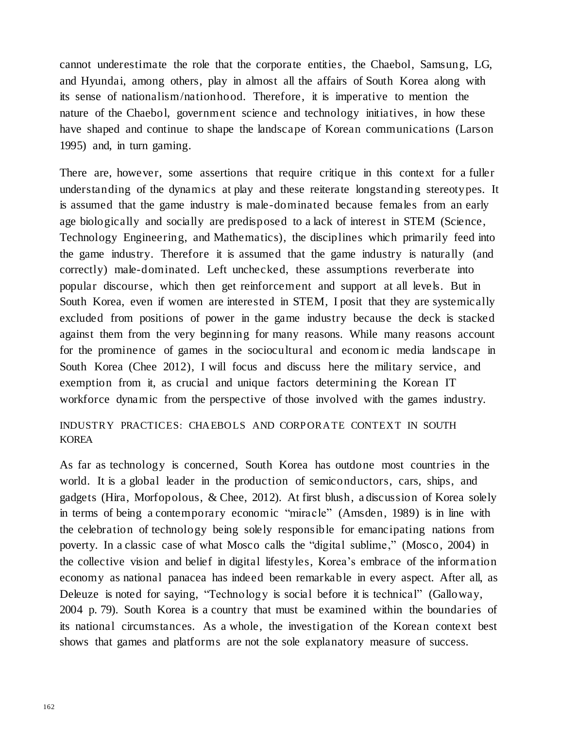cannot underestimate the role that the corporate entities, the Chaebol, Samsung, LG, and Hyundai, among others, play in almost all the affairs of South Korea along with its sense of nationalism/nationhood. Therefore, it is imperative to mention the nature of the Chaebol, government science and technology initiatives, in how these have shaped and continue to shape the landscape of Korean communications (Larson 1995) and, in turn gaming.

There are, however, some assertions that require critique in this context for a fuller understanding of the dynamics at play and these reiterate longstanding stereotypes. It is assumed that the game industry is male-dominated because females from an early age biologically and socially are predisposed to a lack of interest in STEM (Science, Technology Engineering, and Mathematics), the disciplines which primarily feed into the game industry. Therefore it is assumed that the game industry is naturally (and correctly) male-dominated. Left unchecked, these assumptions reverberate into popular discourse, which then get reinforcement and support at all levels. But in South Korea, even if women are interested in STEM, I posit that they are systemically excluded from positions of power in the game industry because the deck is stacked against them from the very beginning for many reasons. While many reasons account for the prominence of games in the sociocultural and economic media landscape in South Korea (Chee 2012), I will focus and discuss here the military service, and exemption from it, as crucial and unique factors determining the Korean IT workforce dynamic from the perspective of those involved with the games industry.

## INDUSTRY PRACTICES: CHAEBOLS AND CORPORATE CONTEXT IN SOUTH KOREA

As far as technology is concerned, South Korea has outdone most countries in the world. It is a global leader in the production of semiconductors, cars, ships, and gadgets (Hira, Morfopolous, & Chee, 2012). At first blush, a discussion of Korea solely in terms of being a contemporary economic "miracle" (Amsden, 1989) is in line with the celebration of technology being solely responsible for emancipating nations from poverty. In a classic case of what Mosco calls the "digital sublime," (Mosco, 2004) in the collective vision and belief in digital lifestyles, Korea's embrace of the information economy as national panacea has indeed been remarkable in every aspect. After all, as Deleuze is noted for saying, "Technology is social before it is technical" (Galloway, 2004 p. 79). South Korea is a country that must be examined within the boundaries of its national circumstances. As a whole, the investigation of the Korean context best shows that games and platforms are not the sole explanatory measure of success.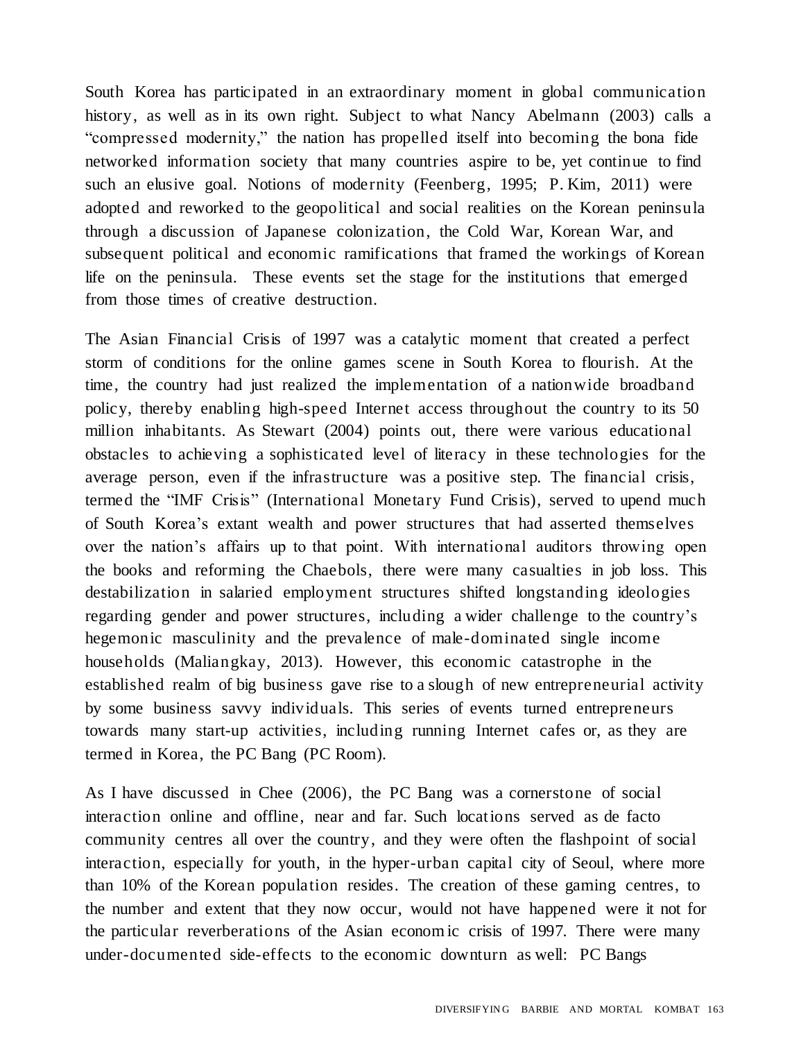South Korea has participated in an extraordinary moment in global communication history, as well as in its own right. Subject to what Nancy Abelmann (2003) calls a "compressed modernity," the nation has propelled itself into becoming the bona fide networked information society that many countries aspire to be, yet continue to find such an elusive goal. Notions of modernity (Feenberg, 1995; P. Kim, 2011) were adopted and reworked to the geopolitical and social realities on the Korean peninsula through a discussion of Japanese colonization, the Cold War, Korean War, and subsequent political and economic ramifications that framed the workings of Korean life on the peninsula. These events set the stage for the institutions that emerged from those times of creative destruction.

The Asian Financial Crisis of 1997 was a catalytic moment that created a perfect storm of conditions for the online games scene in South Korea to flourish. At the time, the country had just realized the implementation of a nationwide broadband policy, thereby enabling high-speed Internet access throughout the country to its 50 million inhabitants. As Stewart (2004) points out, there were various educational obstacles to achieving a sophisticated level of literacy in these technologies for the average person, even if the infrastructure was a positive step. The financial crisis, termed the "IMF Crisis" (International Monetary Fund Crisis), served to upend much of South Korea's extant wealth and power structures that had asserted themselves over the nation's affairs up to that point. With international auditors throwing open the books and reforming the Chaebols, there were many casualties in job loss. This destabilization in salaried employment structures shifted longstanding ideologies regarding gender and power structures, including a wider challenge to the country's hegemonic masculinity and the prevalence of male-dominated single income households (Maliangkay, 2013). However, this economic catastrophe in the established realm of big business gave rise to a slough of new entrepreneurial activity by some business savvy individuals. This series of events turned entrepreneurs towards many start-up activities, including running Internet cafes or, as they are termed in Korea, the PC Bang (PC Room).

As I have discussed in Chee (2006), the PC Bang was a cornerstone of social interaction online and offline, near and far. Such locations served as de facto community centres all over the country, and they were often the flashpoint of social interaction, especially for youth, in the hyper-urban capital city of Seoul, where more than 10% of the Korean population resides. The creation of these gaming centres, to the number and extent that they now occur, would not have happened were it not for the particular reverberations of the Asian economic crisis of 1997. There were many under-documented side-effects to the economic downturn as well: PC Bangs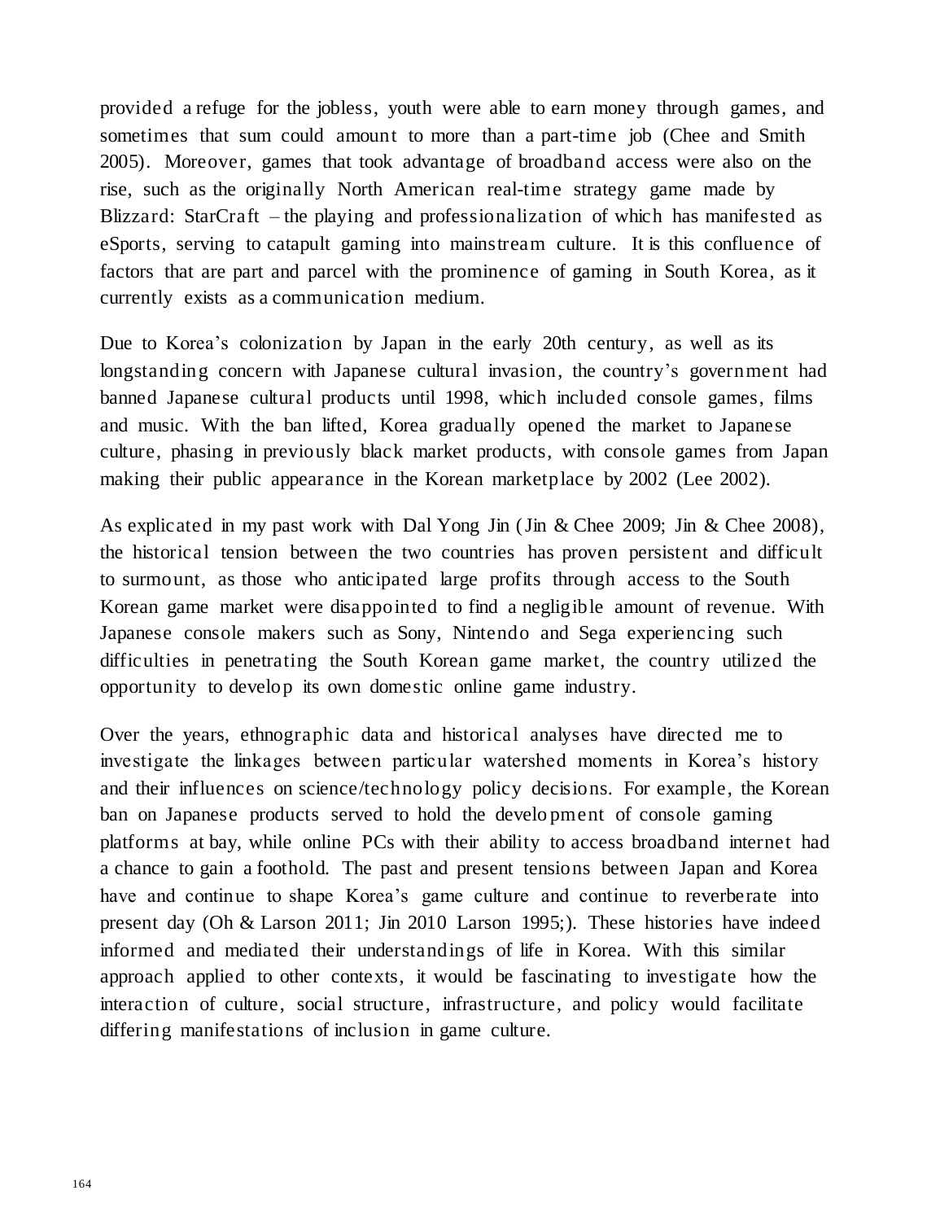provided a refuge for the jobless, youth were able to earn money through games, and sometimes that sum could amount to more than a part-time job (Chee and Smith 2005). Moreover, games that took advantage of broadband access were also on the rise, such as the originally North American real-time strategy game made by Blizzard: StarCraft – the playing and professionalization of which has manifested as eSports, serving to catapult gaming into mainstream culture. It is this confluence of factors that are part and parcel with the prominence of gaming in South Korea, as it currently exists as a communication medium.

Due to Korea's colonization by Japan in the early 20th century, as well as its longstanding concern with Japanese cultural invasion, the country's government had banned Japanese cultural products until 1998, which included console games, films and music. With the ban lifted, Korea gradually opened the market to Japanese culture, phasing in previously black market products, with console games from Japan making their public appearance in the Korean marketplace by 2002 (Lee 2002).

As explicated in my past work with Dal Yong Jin (Jin & Chee 2009; Jin & Chee 2008), the historical tension between the two countries has proven persistent and difficult to surmount, as those who anticipated large profits through access to the South Korean game market were disappointed to find a negligible amount of revenue. With Japanese console makers such as Sony, Nintendo and Sega experiencing such difficulties in penetrating the South Korean game market, the country utilized the opportunity to develop its own domestic online game industry.

Over the years, ethnographic data and historical analyses have directed me to investigate the linkages between particular watershed moments in Korea's history and their influences on science/technology policy decisions. For example, the Korean ban on Japanese products served to hold the development of console gaming platforms at bay, while online PCs with their ability to access broadband internet had a chance to gain a foothold. The past and present tensions between Japan and Korea have and continue to shape Korea's game culture and continue to reverberate into present day (Oh & Larson 2011; Jin 2010 Larson 1995;). These histories have indeed informed and mediated their understandings of life in Korea. With this similar approach applied to other contexts, it would be fascinating to investigate how the interaction of culture, social structure, infrastructure, and policy would facilitate differing manifestations of inclusion in game culture.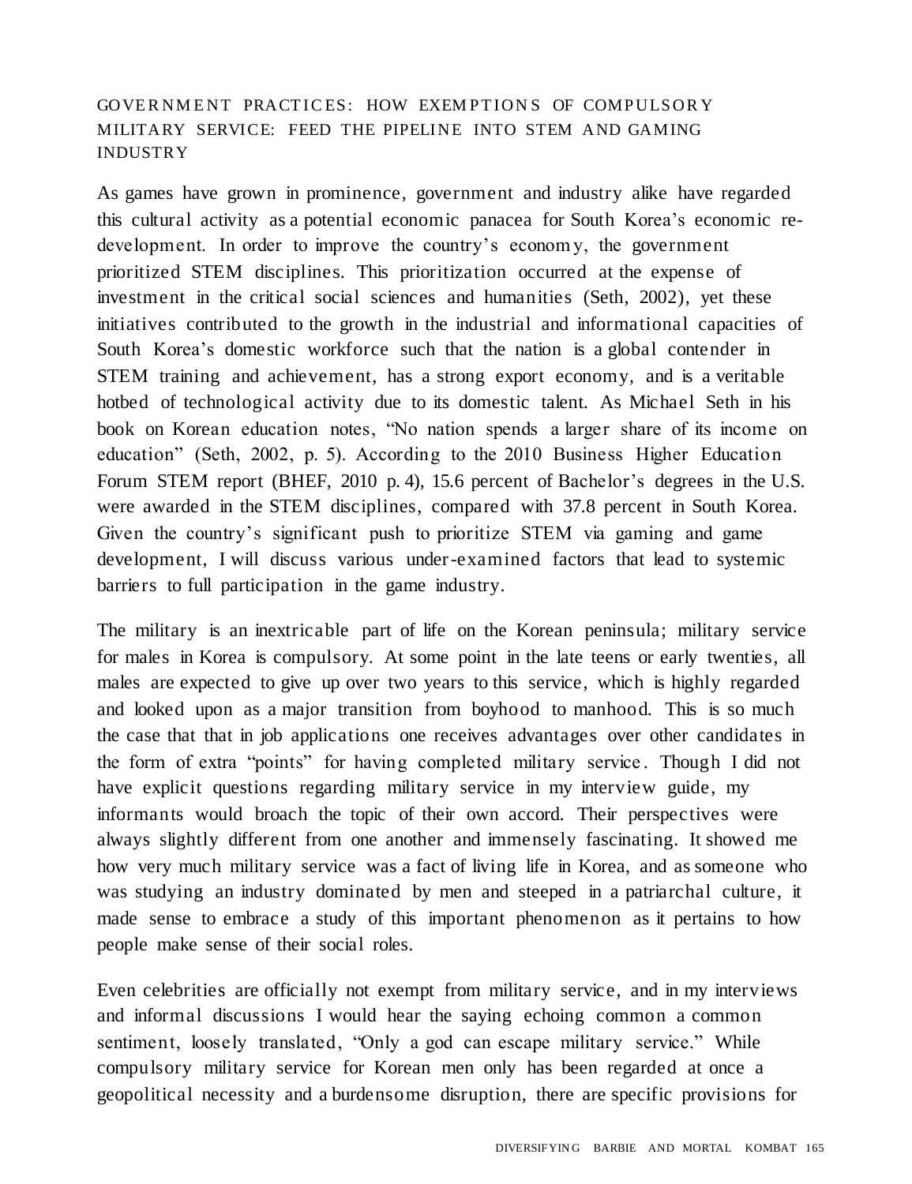## GOVERNMENT PRACTICES: HOW EXEMPTIONS OF COMPULSORY MILITARY SERVICE: FEED THE PIPELINE INTO STEM AND GAMING INDUSTRY

As games have grown in prominence, government and industry alike have regarded this cultural activity as a potential economic panacea for South Korea's economic re-development. In order to improve the country's economy, the government prioritized STEM disciplines. This prioritization occurred at the expense of investment in the critical social sciences and humanities (Seth, 2002), yet these initiatives contributed to the growth in the industrial and informational capacities of South Korea's domestic workforce such that the nation is a global contender in STEM training and achievement, has a strong export economy, and is a veritable hotbed of technological activity due to its domestic talent. As Michael Seth in his book on Korean education notes, "No nation spends a larger share of its income on education" (Seth, 2002, p. 5). According to the 2010 Business Higher Education Forum STEM report (BHEF, 2010 p. 4), 15.6 percent of Bachelor's degrees in the U.S. were awarded in the STEM disciplines, compared with 37.8 percent in South Korea. Given the country's significant push to prioritize STEM via gaming and game development, I will discuss various under-examined factors that lead to systemic barriers to full participation in the game industry.

The military is an inextricable part of life on the Korean peninsula; military service for males in Korea is compulsory. At some point in the late teens or early twenties, all males are expected to give up over two years to this service, which is highly regarded and looked upon as a major transition from boyhood to manhood. This is so much the case that that in job applications one receives advantages over other candidates in the form of extra "points" for having completed military service. Though I did not have explicit questions regarding military service in my interview guide, my informants would broach the topic of their own accord. Their perspectives were always slightly different from one another and immensely fascinating. It showed me how very much military service was a fact of living life in Korea, and as someone who was studying an industry dominated by men and steeped in a patriarchal culture, it made sense to embrace a study of this important phenomenon as it pertains to how people make sense of their social roles.

Even celebrities are officially not exempt from military service, and in my interviews and informal discussions I would hear the saying echoing common a common sentiment, loosely translated, "Only a god can escape military service." While compulsory military service for Korean men only has been regarded at once a geopolitical necessity and a burdensome disruption, there are specific provisions for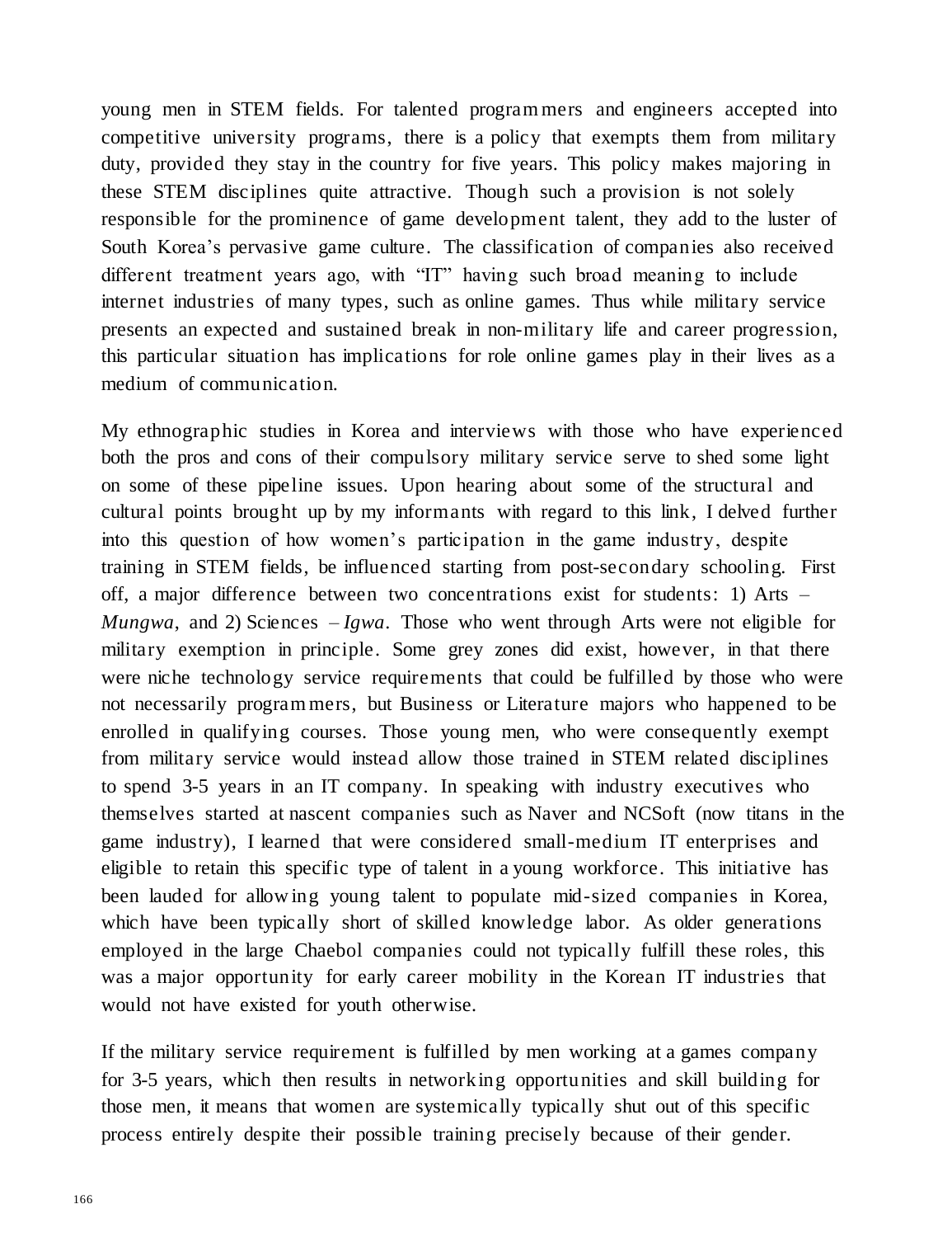young men in STEM fields. For talented programmers and engineers accepted into competitive university programs, there is a policy that exempts them from military duty, provided they stay in the country for five years. This policy makes majoring in these STEM disciplines quite attractive. Though such a provision is not solely responsible for the prominence of game development talent, they add to the luster of South Korea's pervasive game culture. The classification of companies also received different treatment years ago, with "IT" having such broad meaning to include internet industries of many types, such as online games. Thus while military service presents an expected and sustained break in non-military life and career progression, this particular situation has implications for role online games play in their lives as a medium of communication.

My ethnographic studies in Korea and interviews with those who have experienced both the pros and cons of their compulsory military service serve to shed some light on some of these pipeline issues. Upon hearing about some of the structural and cultural points brought up by my informants with regard to this link, I delved further into this question of how women's participation in the game industry, despite training in STEM fields, be influenced starting from post-secondary schooling. First off, a major difference between two concentrations exist for students: 1) Arts – *Mungwa*, and 2) Sciences – *Igwa*. Those who went through Arts were not eligible for military exemption in principle. Some grey zones did exist, however, in that there were niche technology service requirements that could be fulfilled by those who were not necessarily programmers, but Business or Literature majors who happened to be enrolled in qualifying courses. Those young men, who were consequently exempt from military service would instead allow those trained in STEM related disciplines to spend 3-5 years in an IT company. In speaking with industry executives who themselves started at nascent companies such as Naver and NCSoft (now titans in the game industry), I learned that were considered small-medium IT enterprises and eligible to retain this specific type of talent in a young workforce. This initiative has been lauded for allowing young talent to populate mid-sized companies in Korea, which have been typically short of skilled knowledge labor. As older generations employed in the large Chaebol companies could not typically fulfill these roles, this was a major opportunity for early career mobility in the Korean IT industries that would not have existed for youth otherwise.

If the military service requirement is fulfilled by men working at a games company for 3-5 years, which then results in networking opportunities and skill building for those men, it means that women are systemically typically shut out of this specific process entirely despite their possible training precisely because of their gender.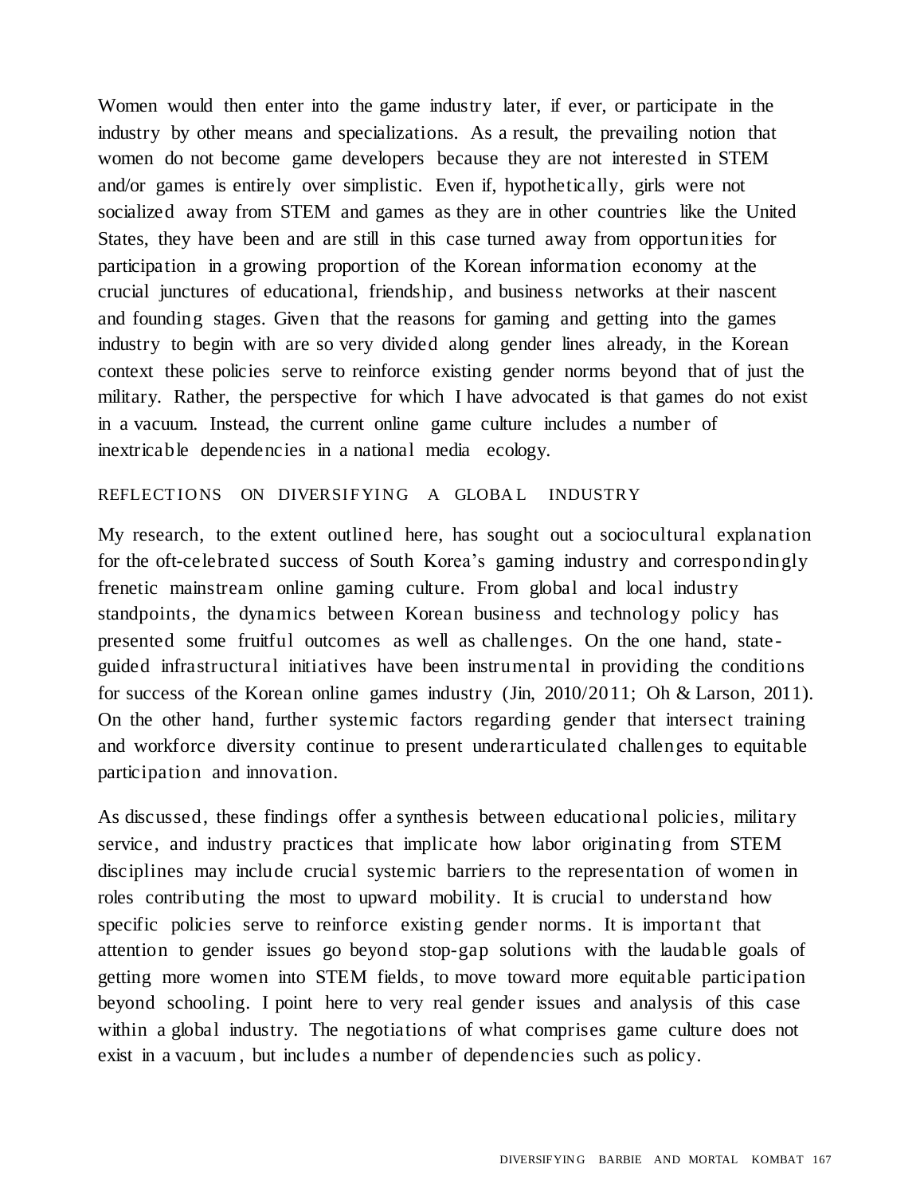Women would then enter into the game industry later, if ever, or participate in the industry by other means and specializations. As a result, the prevailing notion that women do not become game developers because they are not interested in STEM and/or games is entirely over simplistic. Even if, hypothetically, girls were not socialized away from STEM and games as they are in other countries like the United States, they have been and are still in this case turned away from opportunities for participation in a growing proportion of the Korean information economy at the crucial junctures of educational, friendship, and business networks at their nascent and founding stages. Given that the reasons for gaming and getting into the games industry to begin with are so very divided along gender lines already, in the Korean context these policies serve to reinforce existing gender norms beyond that of just the military. Rather, the perspective for which I have advocated is that games do not exist in a vacuum. Instead, the current online game culture includes a number of inextricable dependencies in a national media ecology.

## REFLECTIONS ON DIVERSIFYING A GLOBAL INDUSTRY

My research, to the extent outlined here, has sought out a sociocultural explanation for the oft-celebrated success of South Korea's gaming industry and correspondingly frenetic mainstream online gaming culture. From global and local industry standpoints, the dynamics between Korean business and technology policy has presented some fruitful outcomes as well as challenges. On the one hand, state-guided infrastructural initiatives have been instrumental in providing the conditions for success of the Korean online games industry (Jin, 2010/2011; Oh & Larson, 2011). On the other hand, further systemic factors regarding gender that intersect training and workforce diversity continue to present underarticulated challenges to equitable participation and innovation.

As discussed, these findings offer a synthesis between educational policies, military service, and industry practices that implicate how labor originating from STEM disciplines may include crucial systemic barriers to the representation of women in roles contributing the most to upward mobility. It is crucial to understand how specific policies serve to reinforce existing gender norms. It is important that attention to gender issues go beyond stop-gap solutions with the laudable goals of getting more women into STEM fields, to move toward more equitable participation beyond schooling. I point here to very real gender issues and analysis of this case within a global industry. The negotiations of what comprises game culture does not exist in a vacuum, but includes a number of dependencies such as policy.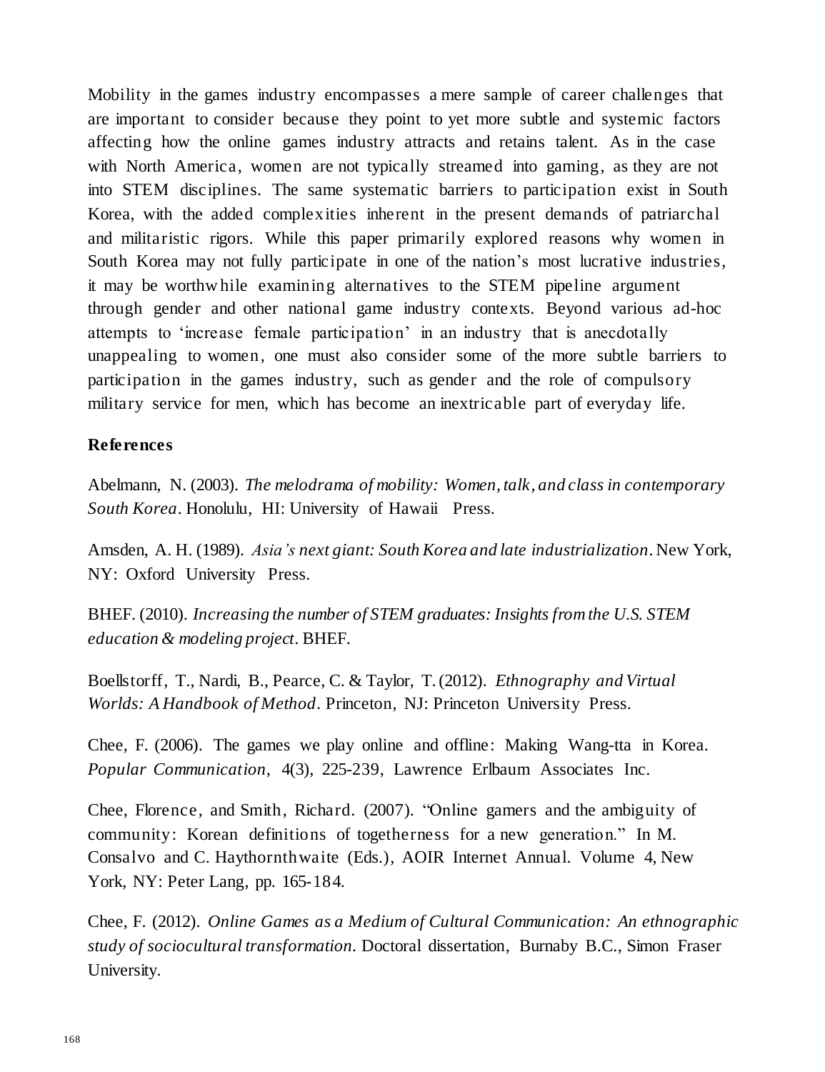Mobility in the games industry encompasses a mere sample of career challenges that are important to consider because they point to yet more subtle and systemic factors affecting how the online games industry attracts and retains talent. As in the case with North America, women are not typically streamed into gaming, as they are not into STEM disciplines. The same systematic barriers to participation exist in South Korea, with the added complexities inherent in the present demands of patriarchal and militaristic rigors. While this paper primarily explored reasons why women in South Korea may not fully participate in one of the nation's most lucrative industries, it may be worthwhile examining alternatives to the STEM pipeline argument through gender and other national game industry contexts. Beyond various ad-hoc attempts to 'increase female participation' in an industry that is anecdotally unappealing to women, one must also consider some of the more subtle barriers to participation in the games industry, such as gender and the role of compulsory military service for men, which has become an inextricable part of everyday life.

**References**

Abelmann, N. (2003). *The melodrama of mobility: Women, talk, and class in contemporary South Korea*. Honolulu, HI: University of Hawaii Press.

Amsden, A. H. (1989). *Asia's next giant: South Korea and late industrialization*. New York, NY: Oxford University Press.

BHEF. (2010). *Increasing the number of STEM graduates: Insights from the U.S. STEM education & modeling project*. BHEF.

Boellstorff, T., Nardi, B., Pearce, C. & Taylor, T. (2012). *Ethnography and Virtual Worlds: A Handbook of Method*. Princeton, NJ: Princeton University Press.

Chee, F. (2006). The games we play online and offline: Making Wang-tta in Korea. *Popular Communication,* 4(3), 225-239, Lawrence Erlbaum Associates Inc.

Chee, Florence, and Smith, Richard. (2007). "Online gamers and the ambiguity of community: Korean definitions of togetherness for a new generation." In M. Consalvo and C. Haythornthwaite (Eds.), AOIR Internet Annual. Volume 4, New York, NY: Peter Lang, pp. 165-184.

Chee, F. (2012). *Online Games as a Medium of Cultural Communication: An ethnographic study of sociocultural transformation*. Doctoral dissertation, Burnaby B.C., Simon Fraser University.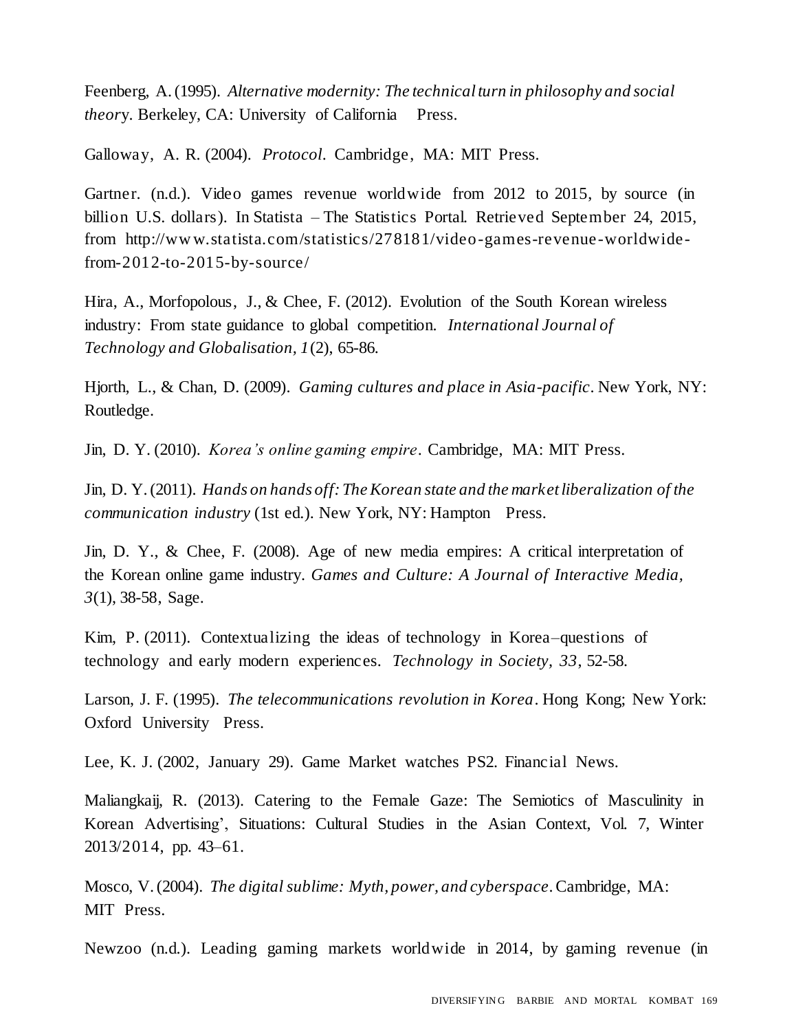Feenberg, A. (1995). *Alternative modernity: The technical turn in philosophy and social theory*. Berkeley, CA: University of California Press.

Galloway, A. R. (2004). *Protocol*. Cambridge, MA: MIT Press.

Gartner. (n.d.). Video games revenue worldwide from 2012 to 2015, by source (in billion U.S. dollars). In Statista – The Statistics Portal. Retrieved September 24, 2015, from http://www.statista.com/statistics/278181/video-games-revenue-worldwide-from-2012-to-2015-by-source/

Hira, A., Morfopolous, J., & Chee, F. (2012). Evolution of the South Korean wireless industry: From state guidance to global competition. *International Journal of Technology and Globalisation, 1*(2), 65-86.

Hjorth, L., & Chan, D. (2009). *Gaming cultures and place in Asia-pacific*. New York, NY: Routledge.

Jin, D. Y. (2010). *Korea's online gaming empire*. Cambridge, MA: MIT Press.

Jin, D. Y. (2011). *Hands on hands off: The Korean state and the market liberalization of the communication industry* (1st ed.). New York, NY: Hampton Press.

Jin, D. Y., & Chee, F. (2008). Age of new media empires: A critical interpretation of the Korean online game industry. *Games and Culture: A Journal of Interactive Media, 3*(1), 38-58, Sage.

Kim, P. (2011). Contextualizing the ideas of technology in Korea–questions of technology and early modern experiences. *Technology in Society, 33*, 52-58.

Larson, J. F. (1995). *The telecommunications revolution in Korea*. Hong Kong; New York: Oxford University Press.

Lee, K. J. (2002, January 29). Game Market watches PS2. Financial News.

Maliangkaij, R. (2013). Catering to the Female Gaze: The Semiotics of Masculinity in Korean Advertising', Situations: Cultural Studies in the Asian Context, Vol. 7, Winter 2013/2014, pp. 43–61.

Mosco, V. (2004). *The digital sublime: Myth, power, and cyberspace*. Cambridge, MA: MIT Press.

Newzoo (n.d.). Leading gaming markets worldwide in 2014, by gaming revenue (in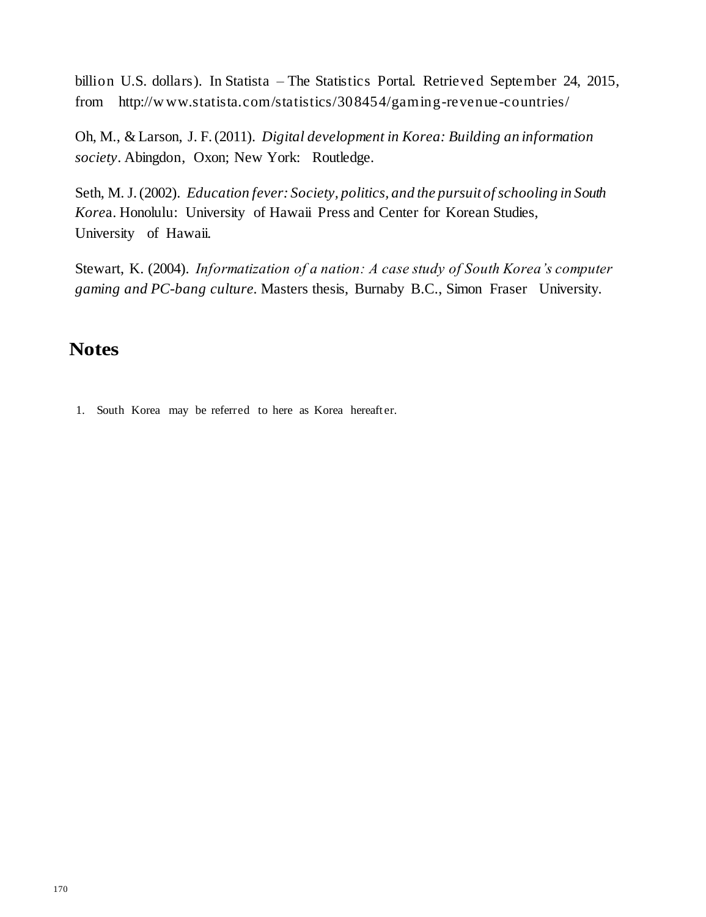billion U.S. dollars). In Statista – The Statistics Portal. Retrieved September 24, 2015, from http://www.statista.com/statistics/308454/gaming-revenue-countries/

Oh, M., & Larson, J. F. (2011). *Digital development in Korea: Building an information society*. Abingdon, Oxon; New York: Routledge.

Seth, M. J. (2002). *Education fever: Society, politics, and the pursuit of schooling in South Korea*. Honolulu: University of Hawaii Press and Center for Korean Studies, University of Hawaii.

Stewart, K. (2004). *Informatization of a nation: A case study of South Korea's computer gaming and PC-bang culture*. Masters thesis, Burnaby B.C., Simon Fraser University.

## Notes

1. South Korea may be referred to here as Korea hereafter.